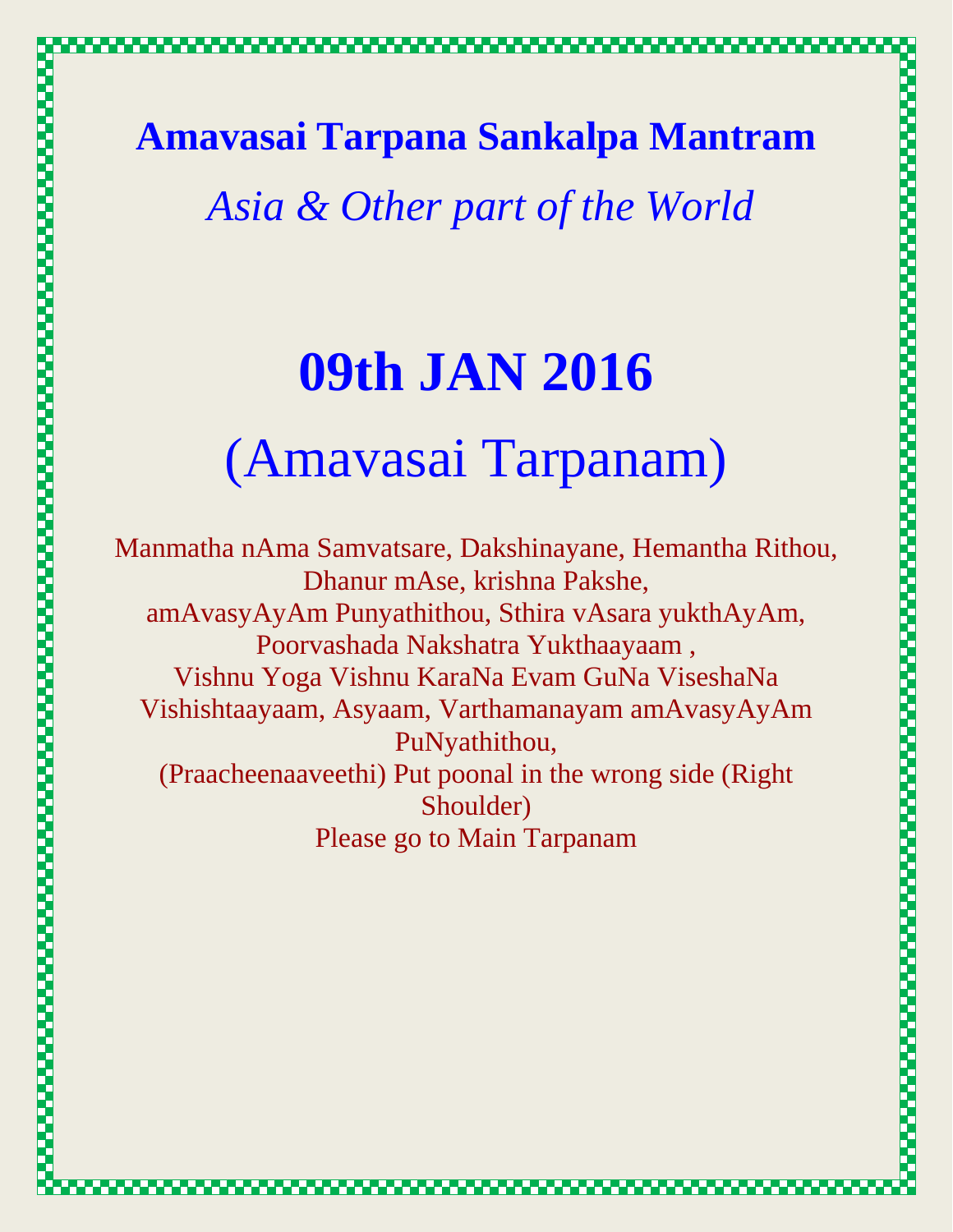# Amavasai Tarpana Sankalpa Mantram

*Asia & Other part of the World*

## 09th JAN 2016

## (Amavasai Tarpanam)

Manmatha nAma Samvatsare, Dakshinayane, Hemantha Rithou, Dhanur mAse, krishna Pakshe, amAvasyAyAm Punyathithou, Sthira vAsara yukthAyAm, Poorvashada Nakshatra Yukthaayaam , Vishnu Yoga Vishnu KaraNa Evam GuNa ViseshaNa Vishishtaayaam, Asyaam, Varthamanayam amAvasyAyAm PuNyathithou,

(Praacheenaaveethi) Put poonal in the wrong side (Right Shoulder)

Please go to Main Tarpanam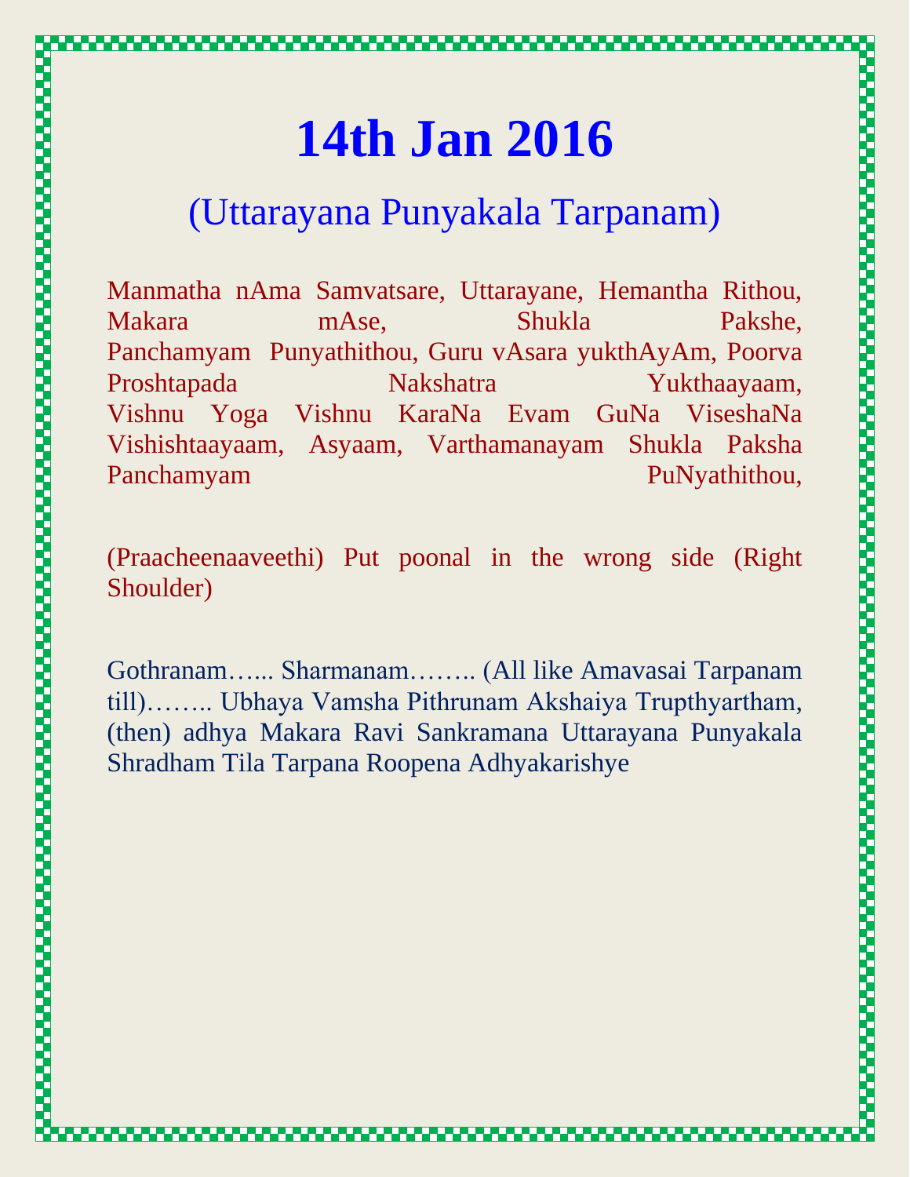# 14th Jan 2016

## (Uttarayana Punyakala Tarpanam)

Manmatha nAma Samvatsare, Uttarayane, Hemantha Rithou, Makara mAse, Shukla Pakshe, Panchamyam Punyathithou, Guru vAsara yukthAyAm, Poorva Proshtapada Nakshatra Yukthaayaam, Vishnu Yoga Vishnu KaraNa Evam GuNa ViseshaNa Vishishtaayaam, Asyaam, Varthamanayam Shukla Paksha Panchamyam PuNyathithou,

(Praacheenaaveethi) Put poonal in the wrong side (Right Shoulder)

Gothranam….. Sharmanam……. (All like Amavasai Tarpanam till)……. Ubhaya Vamsha Pithrunam Akshaiya Trupthyartham, (then) adhya Makara Ravi Sankramana Uttarayana Punyakala Shradham Tila Tarpana Roopena Adhyakarishye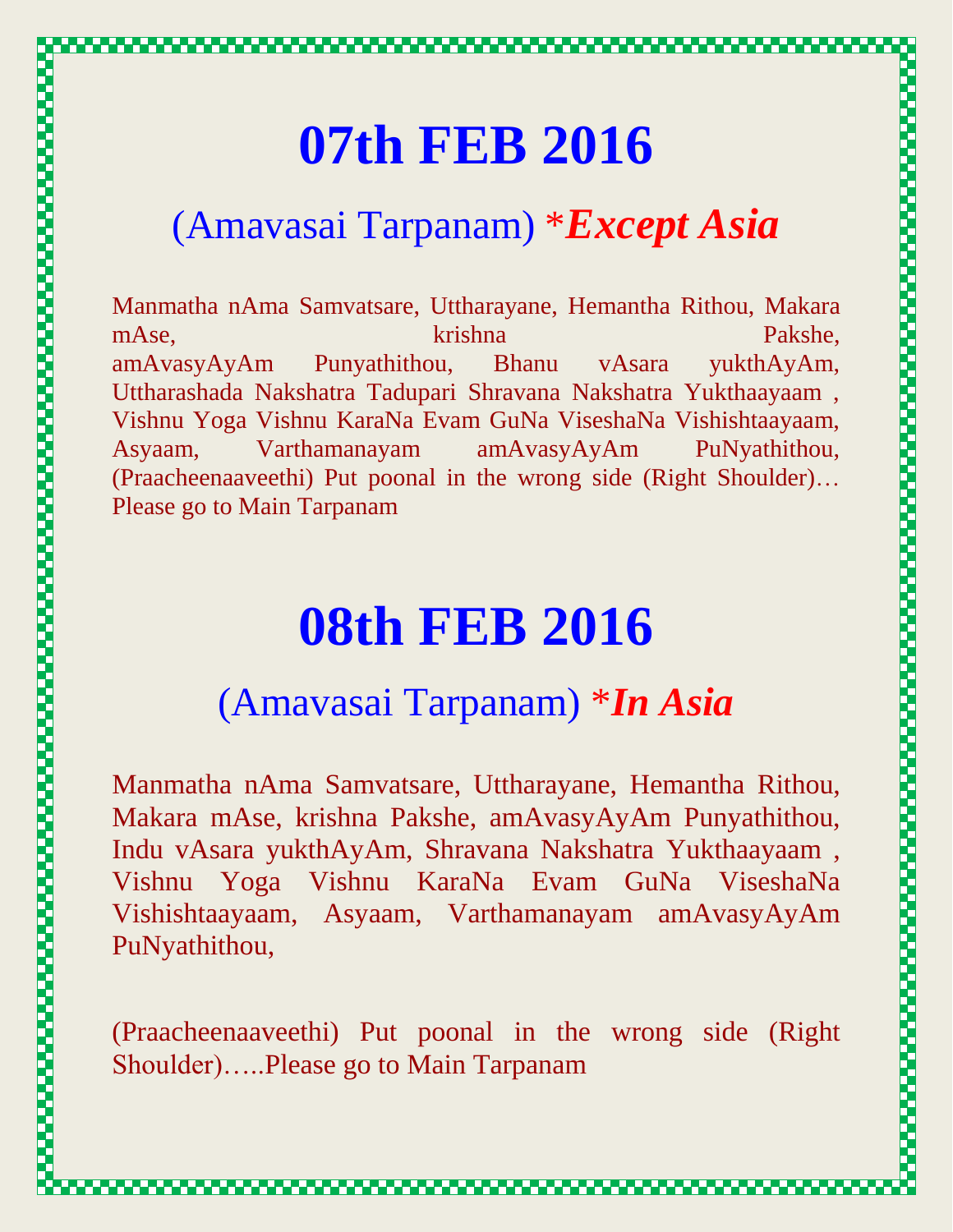# 07th FEB 2016

## (Amavasai Tarpanam) ****Except Asia***

Manmatha nAma Samvatsare, Uttharayane, Hemantha Rithou, Makara mAse, krishna Pakshe, amAvasyAyAm Punyathithou, Bhanu vAsara yukthAyAm, Uttharashada Nakshatra Tadupari Shravana Nakshatra Yukthaayaam , Vishnu Yoga Vishnu KaraNa Evam GuNa ViseshaNa Vishishtaayaam, Asyaam, Varthamanayam amAvasyAyAm PuNyathithou, (Praacheenaaveethi) Put poonal in the wrong side (Right Shoulder)… Please go to Main Tarpanam

# 08th FEB 2016

## (Amavasai Tarpanam) ****In Asia***

Manmatha nAma Samvatsare, Uttharayane, Hemantha Rithou, Makara mAse, krishna Pakshe, amAvasyAyAm Punyathithou, Indu vAsara yukthAyAm, Shravana Nakshatra Yukthaayaam , Vishnu Yoga Vishnu KaraNa Evam GuNa ViseshaNa Vishishtaayaam, Asyaam, Varthamanayam amAvasyAyAm PuNyathithou,

(Praacheenaaveethi) Put poonal in the wrong side (Right Shoulder)…..Please go to Main Tarpanam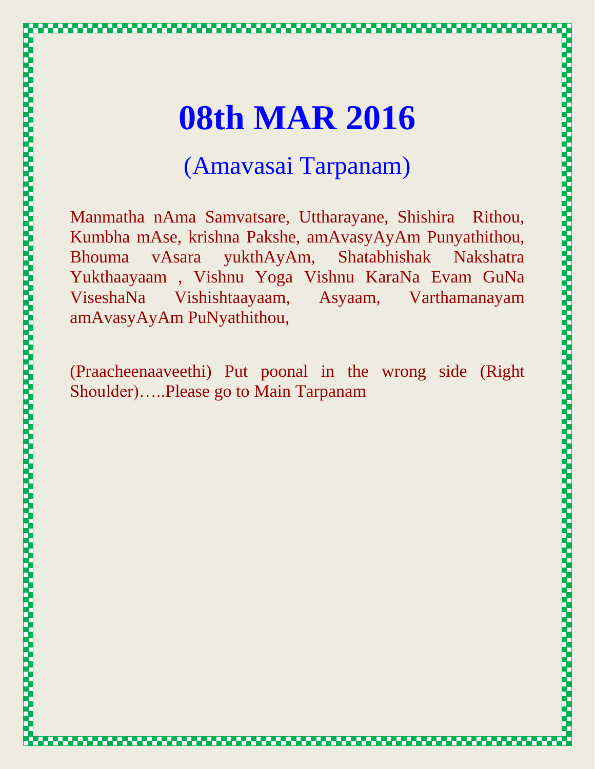# 08th MAR 2016

## (Amavasai Tarpanam)

Manmatha nAma Samvatsare, Uttharayane, Shishira Rithou, Kumbha mAse, krishna Pakshe, amAvasyAyAm Punyathithou, Bhouma vAsara yukthAyAm, Shatabhishak Nakshatra Yukthaayaam , Vishnu Yoga Vishnu KaraNa Evam GuNa ViseshaNa Vishishtaayaam, Asyaam, Varthamanayam amAvasyAyAm PuNyathithou,

(Praacheenaaveethi) Put poonal in the wrong side (Right Shoulder)…..Please go to Main Tarpanam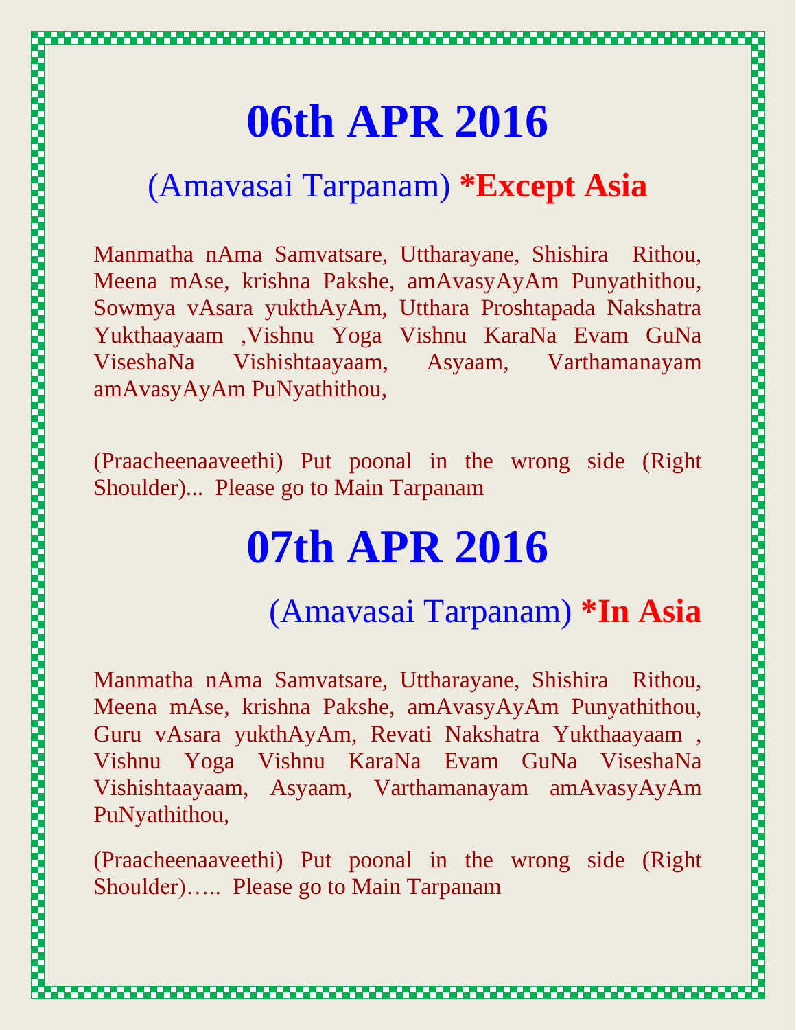# 06th APR 2016

## (Amavasai Tarpanam) **\*Except Asia**

Manmatha nAma Samvatsare, Uttharayane, Shishira Rithou, Meena mAse, krishna Pakshe, amAvasyAyAm Punyathithou, Sowmya vAsara yukthAyAm, Utthara Proshtapada Nakshatra Yukthaayaam ,Vishnu Yoga Vishnu KaraNa Evam GuNa ViseshaNa Vishishtaayaam, Asyaam, Varthamanayam amAvasyAyAm PuNyathithou,

(Praacheenaaveethi) Put poonal in the wrong side (Right Shoulder)... Please go to Main Tarpanam

# 07th APR 2016

## (Amavasai Tarpanam) **\*In Asia**

Manmatha nAma Samvatsare, Uttharayane, Shishira Rithou, Meena mAse, krishna Pakshe, amAvasyAyAm Punyathithou, Guru vAsara yukthAyAm, Revati Nakshatra Yukthaayaam , Vishnu Yoga Vishnu KaraNa Evam GuNa ViseshaNa Vishishtaayaam, Asyaam, Varthamanayam amAvasyAyAm PuNyathithou,

(Praacheenaaveethi) Put poonal in the wrong side (Right Shoulder)….. Please go to Main Tarpanam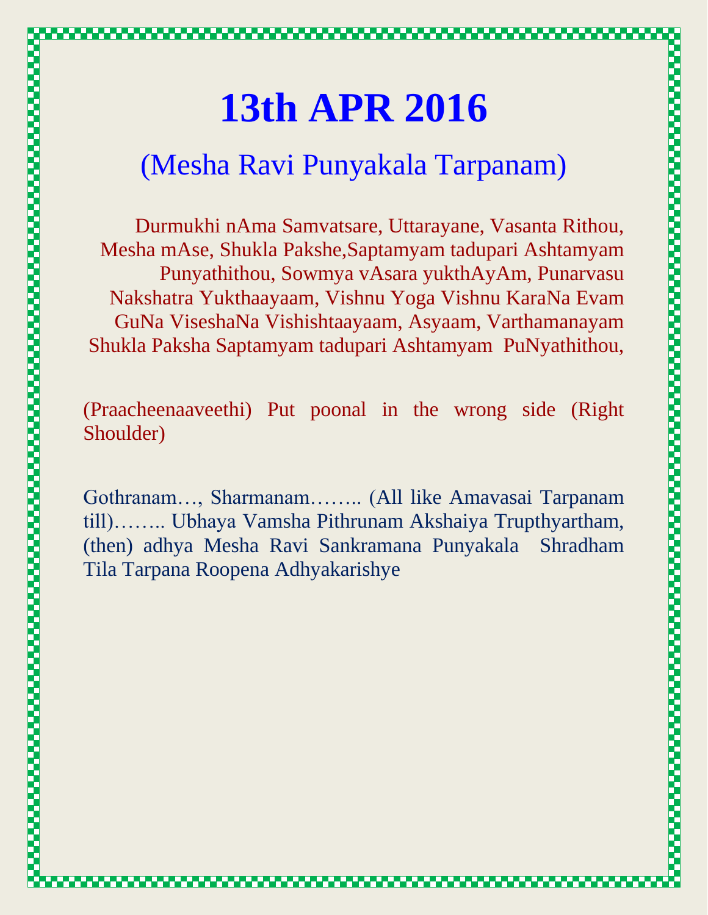# 13th APR 2016

## (Mesha Ravi Punyakala Tarpanam)

Durmukhi nAma Samvatsare, Uttarayane, Vasanta Rithou, Mesha mAse, Shukla Pakshe,Saptamyam tadupari Ashtamyam Punyathithou, Sowmya vAsara yukthAyAm, Punarvasu Nakshatra Yukthaayaam, Vishnu Yoga Vishnu KaraNa Evam GuNa ViseshaNa Vishishtaayaam, Asyaam, Varthamanayam Shukla Paksha Saptamyam tadupari Ashtamyam PuNyathithou,

(Praacheenaaveethi) Put poonal in the wrong side (Right Shoulder)

Gothranam…, Sharmanam…….. (All like Amavasai Tarpanam till)…….. Ubhaya Vamsha Pithrunam Akshaiya Trupthyartham, (then) adhya Mesha Ravi Sankramana Punyakala Shradham Tila Tarpana Roopena Adhyakarishye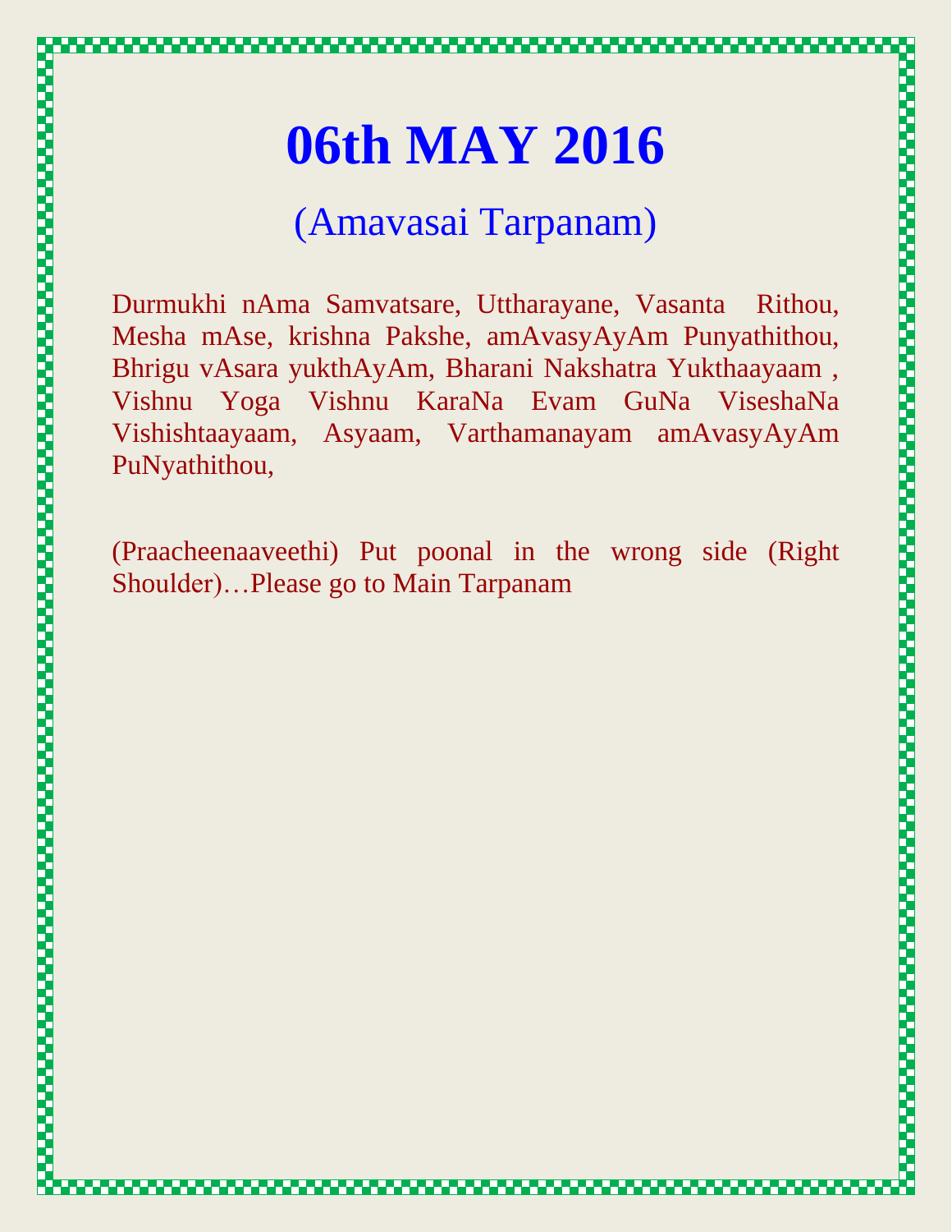# 06th MAY 2016

## (Amavasai Tarpanam)

Durmukhi nAma Samvatsare, Uttharayane, Vasanta Rithou, Mesha mAse, krishna Pakshe, amAvasyAyAm Punyathithou, Bhrigu vAsara yukthAyAm, Bharani Nakshatra Yukthaayaam , Vishnu Yoga Vishnu KaraNa Evam GuNa ViseshaNa Vishishtaayaam, Asyaam, Varthamanayam amAvasyAyAm PuNyathithou,

(Praacheenaaveethi) Put poonal in the wrong side (Right Shoulder)…Please go to Main Tarpanam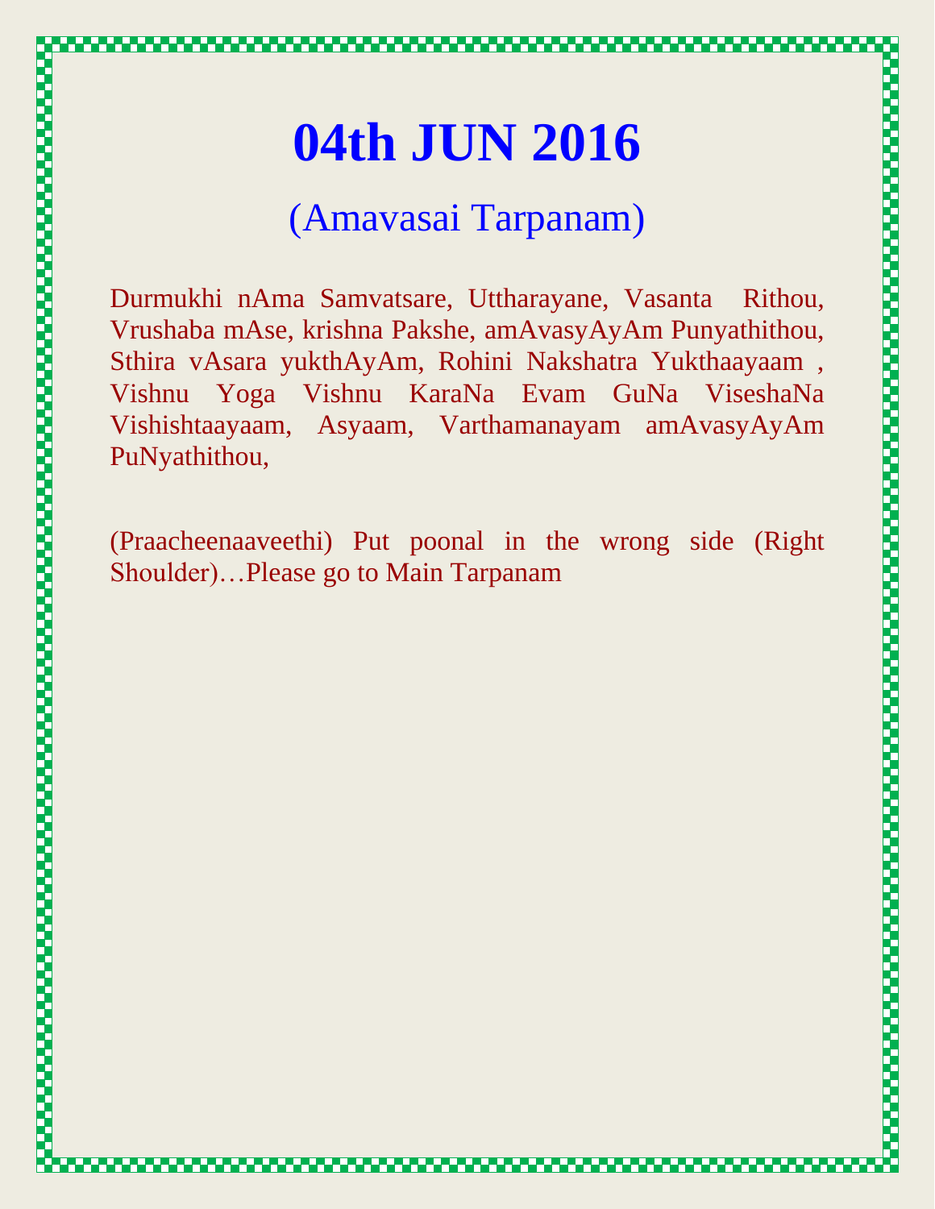# 04th JUN 2016

## (Amavasai Tarpanam)

Durmukhi nAma Samvatsare, Uttharayane, Vasanta Rithou, Vrushaba mAse, krishna Pakshe, amAvasyAyAm Punyathithou, Sthira vAsara yukthAyAm, Rohini Nakshatra Yukthaayaam , Vishnu Yoga Vishnu KaraNa Evam GuNa ViseshaNa Vishishtaayaam, Asyaam, Varthamanayam amAvasyAyAm PuNyathithou,

(Praacheenaaveethi) Put poonal in the wrong side (Right Shoulder)…Please go to Main Tarpanam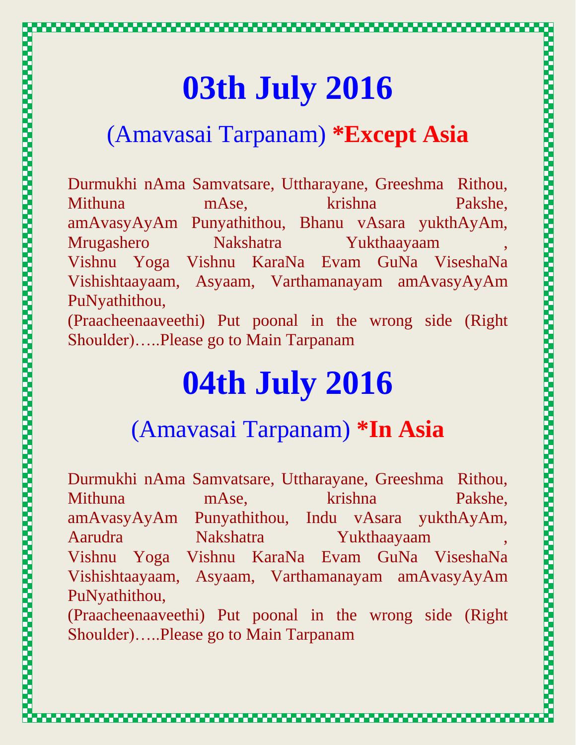# 03th July 2016

## (Amavasai Tarpanam) **\*Except Asia**

Durmukhi nAma Samvatsare, Uttharayane, Greeshma Rithou, Mithuna mAse, krishna Pakshe, amAvasyAyAm Punyathithou, Bhanu vAsara yukthAyAm, Mrugashero Nakshatra Yukthaayaam , Vishnu Yoga Vishnu KaraNa Evam GuNa ViseshaNa Vishishtaayaam, Asyaam, Varthamanayam amAvasyAyAm PuNyathithou,
(Praacheenaaveethi) Put poonal in the wrong side (Right Shoulder)…..Please go to Main Tarpanam

# 04th July 2016

## (Amavasai Tarpanam) **\*In Asia**

Durmukhi nAma Samvatsare, Uttharayane, Greeshma Rithou, Mithuna mAse, krishna Pakshe, amAvasyAyAm Punyathithou, Indu vAsara yukthAyAm, Aarudra Nakshatra Yukthaayaam , Vishnu Yoga Vishnu KaraNa Evam GuNa ViseshaNa Vishishtaayaam, Asyaam, Varthamanayam amAvasyAyAm PuNyathithou,
(Praacheenaaveethi) Put poonal in the wrong side (Right Shoulder)…..Please go to Main Tarpanam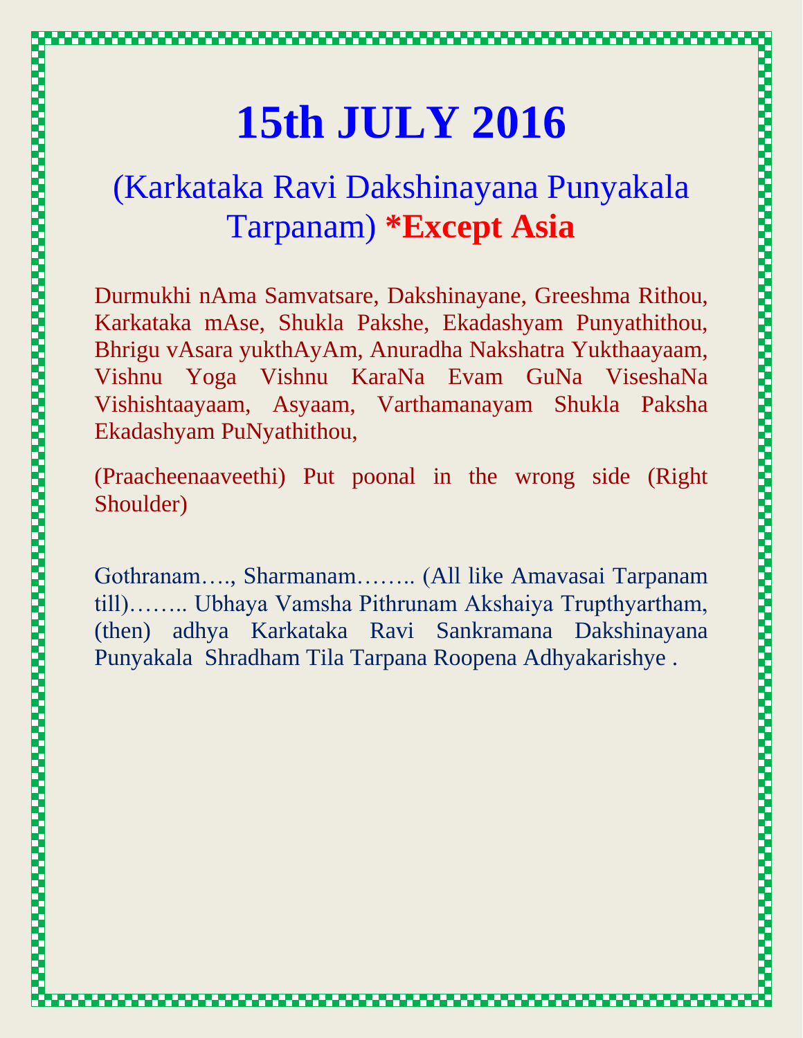# 15th JULY 2016

## (Karkataka Ravi Dakshinayana Punyakala Tarpanam) **\*Except Asia**

Durmukhi nAma Samvatsare, Dakshinayane, Greeshma Rithou, Karkataka mAse, Shukla Pakshe, Ekadashyam Punyathithou, Bhrigu vAsara yukthAyAm, Anuradha Nakshatra Yukthaayaam, Vishnu Yoga Vishnu KaraNa Evam GuNa ViseshaNa Vishishtaayaam, Asyaam, Varthamanayam Shukla Paksha Ekadashyam PuNyathithou,

(Praacheenaaveethi) Put poonal in the wrong side (Right Shoulder)

Gothranam…., Sharmanam…….. (All like Amavasai Tarpanam till)…….. Ubhaya Vamsha Pithrunam Akshaiya Trupthyartham, (then) adhya Karkataka Ravi Sankramana Dakshinayana Punyakala Shradham Tila Tarpana Roopena Adhyakarishye .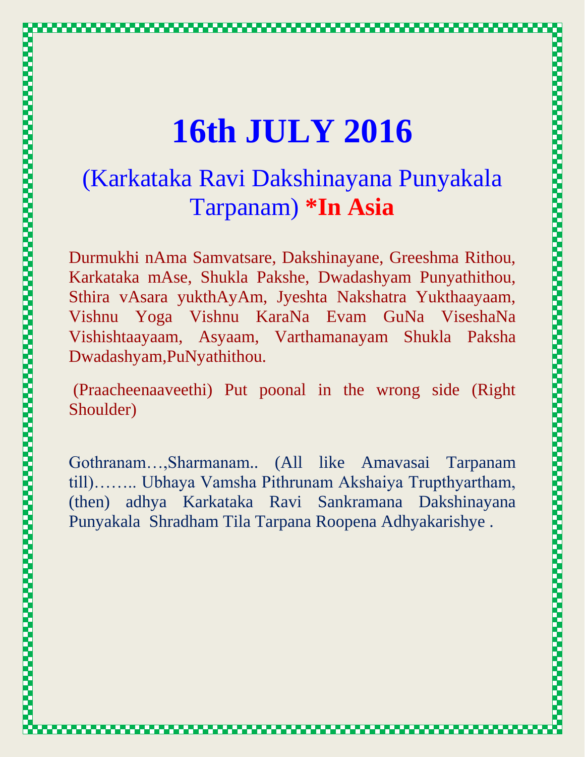# 16th JULY 2016

## (Karkataka Ravi Dakshinayana Punyakala Tarpanam) **\*In Asia**

Durmukhi nAma Samvatsare, Dakshinayane, Greeshma Rithou, Karkataka mAse, Shukla Pakshe, Dwadashyam Punyathithou, Sthira vAsara yukthAyAm, Jyeshta Nakshatra Yukthaayaam, Vishnu Yoga Vishnu KaraNa Evam GuNa ViseshaNa Vishishtaayaam, Asyaam, Varthamanayam Shukla Paksha Dwadashyam,PuNyathithou.

(Praacheenaaveethi) Put poonal in the wrong side (Right Shoulder)

Gothranam…,Sharmanam.. (All like Amavasai Tarpanam till)…….. Ubhaya Vamsha Pithrunam Akshaiya Trupthyartham, (then) adhya Karkataka Ravi Sankramana Dakshinayana Punyakala Shradham Tila Tarpana Roopena Adhyakarishye .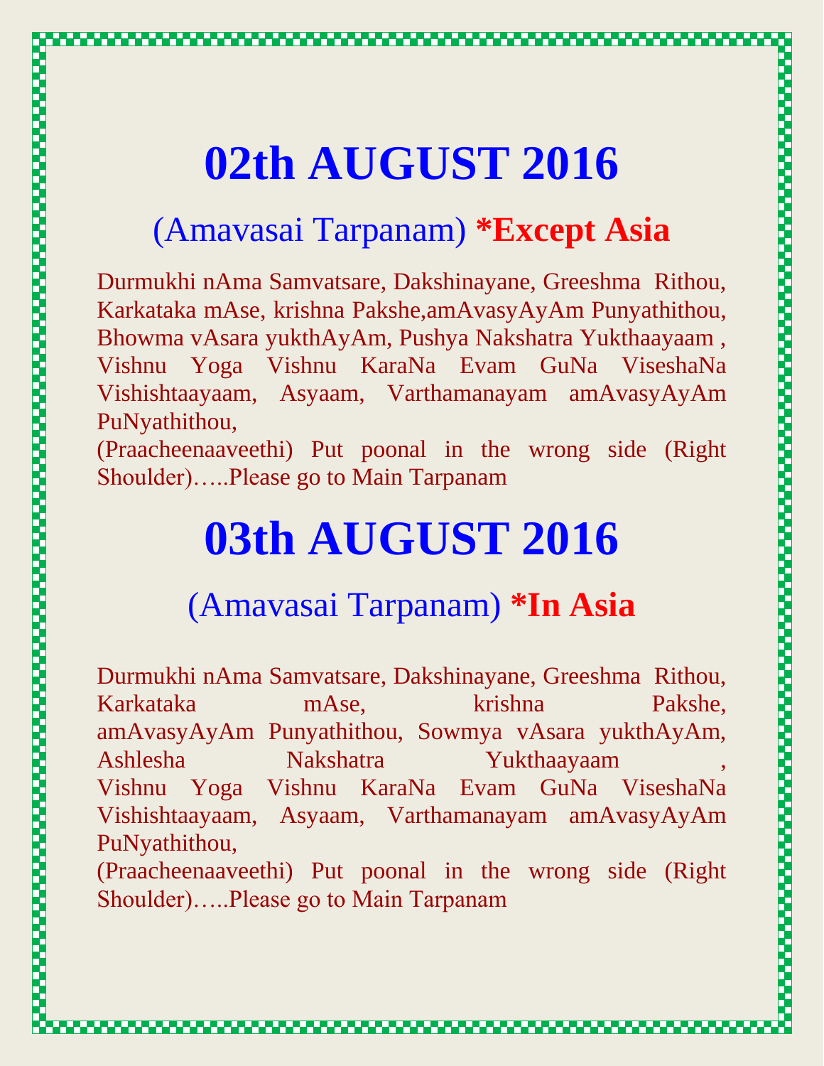# 02th AUGUST 2016

## (Amavasai Tarpanam) **\*Except Asia**

Durmukhi nAma Samvatsare, Dakshinayane, Greeshma Rithou, Karkataka mAse, krishna Pakshe,amAvasyAyAm Punyathithou, Bhowma vAsara yukthAyAm, Pushya Nakshatra Yukthaayaam , Vishnu Yoga Vishnu KaraNa Evam GuNa ViseshaNa Vishishtaayaam, Asyaam, Varthamanayam amAvasyAyAm PuNyathithou,
(Praacheenaaveethi) Put poonal in the wrong side (Right Shoulder)…..Please go to Main Tarpanam

# 03th AUGUST 2016

## (Amavasai Tarpanam) **\*In Asia**

Durmukhi nAma Samvatsare, Dakshinayane, Greeshma Rithou, Karkataka mAse, krishna Pakshe, amAvasyAyAm Punyathithou, Sowmya vAsara yukthAyAm, Ashlesha Nakshatra Yukthaayaam , Vishnu Yoga Vishnu KaraNa Evam GuNa ViseshaNa Vishishtaayaam, Asyaam, Varthamanayam amAvasyAyAm PuNyathithou,
(Praacheenaaveethi) Put poonal in the wrong side (Right Shoulder)…..Please go to Main Tarpanam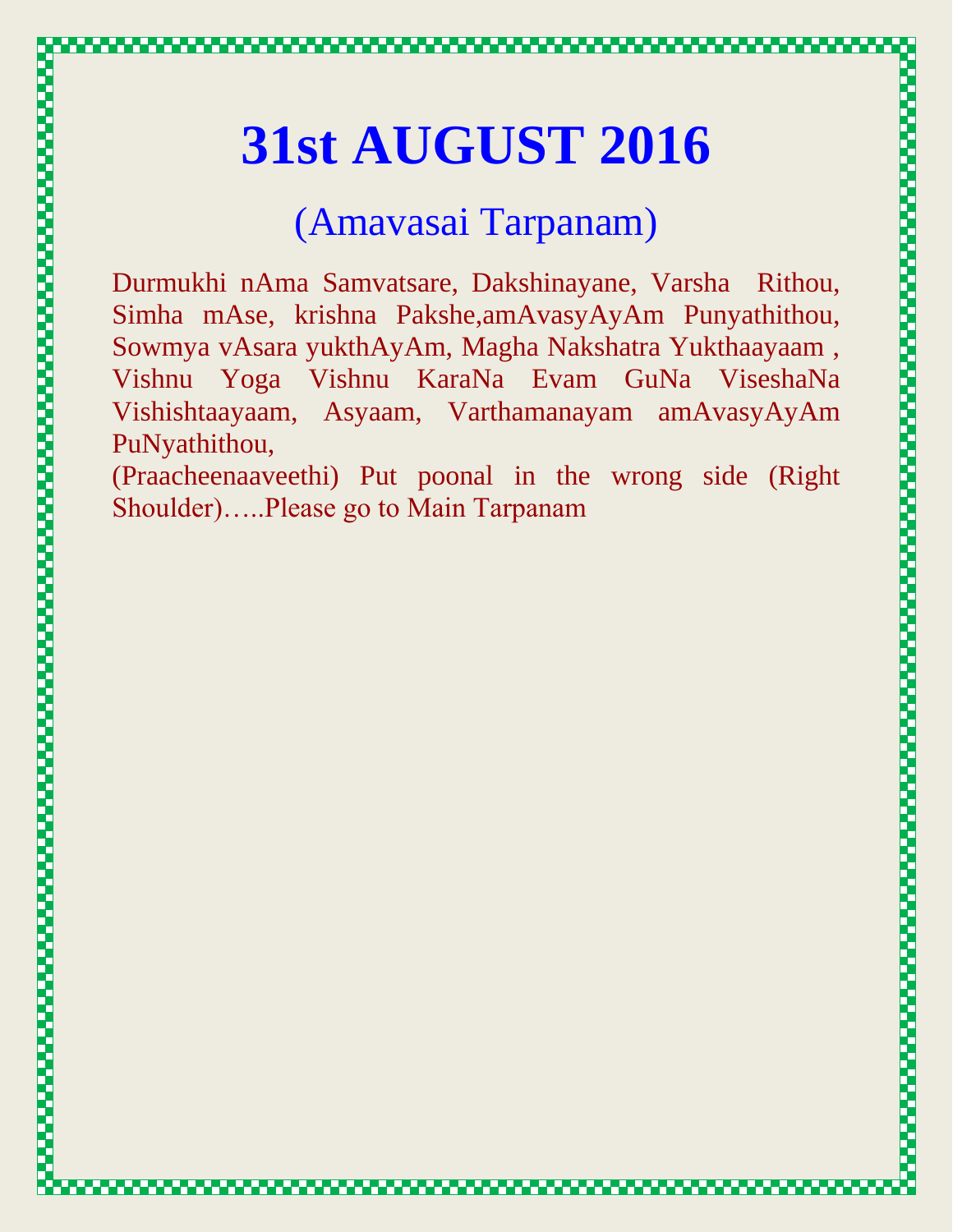# 31st AUGUST 2016

## (Amavasai Tarpanam)

Durmukhi nAma Samvatsare, Dakshinayane, Varsha Rithou, Simha mAse, krishna Pakshe,amAvasyAyAm Punyathithou, Sowmya vAsara yukthAyAm, Magha Nakshatra Yukthaayaam , Vishnu Yoga Vishnu KaraNa Evam GuNa ViseshaNa Vishishtaayaam, Asyaam, Varthamanayam amAvasyAyAm PuNyathithou,

(Praacheenaaveethi) Put poonal in the wrong side (Right Shoulder)…..Please go to Main Tarpanam